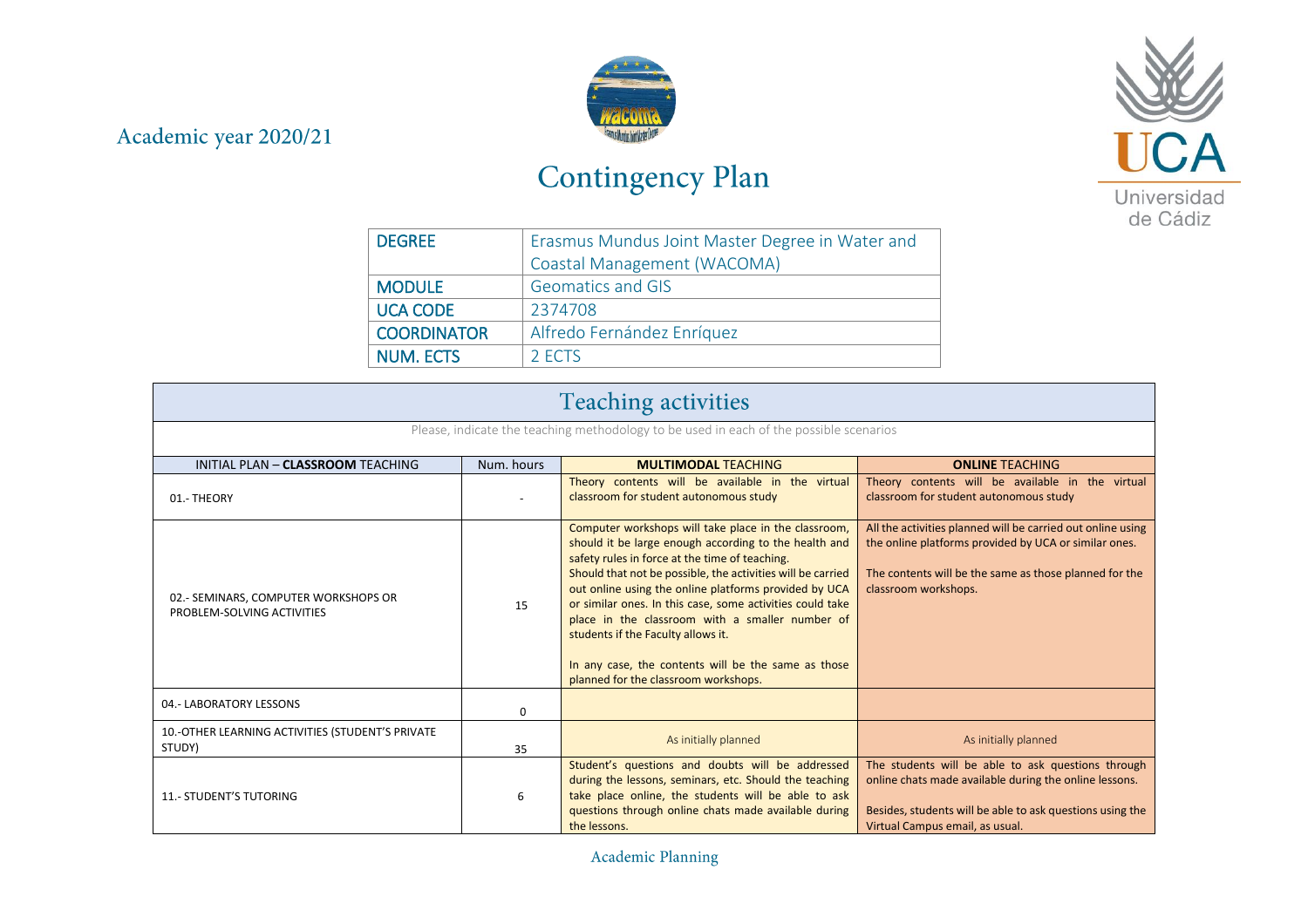Academic year 2020/21

# Contingency Plan

| DEGREE | Erasmus Mundus Joint Master Degree in Water and Coastal Management (WACOMA) |
|---|---|
| MODULE | Geomatics and GIS |
| UCA CODE | 2374708 |
| COORDINATOR | Alfredo Fernández Enríquez |
| NUM. ECTS | 2 ECTS |

## Teaching activities

Please, indicate the teaching methodology to be used in each of the possible scenarios

| INITIAL PLAN – **CLASSROOM** TEACHING | Num. hours | **MULTIMODAL** TEACHING | **ONLINE** TEACHING |
|---|---|---|---|
| 01.- THEORY | - | Theory contents will be available in the virtual classroom for student autonomous study | Theory contents will be available in the virtual classroom for student autonomous study |
| 02.- SEMINARS, COMPUTER WORKSHOPS OR PROBLEM-SOLVING ACTIVITIES | 15 | Computer workshops will take place in the classroom, should it be large enough according to the health and safety rules in force at the time of teaching. Should that not be possible, the activities will be carried out online using the online platforms provided by UCA or similar ones. In this case, some activities could take place in the classroom with a smaller number of students if the Faculty allows it. In any case, the contents will be the same as those planned for the classroom workshops. | All the activities planned will be carried out online using the online platforms provided by UCA or similar ones. The contents will be the same as those planned for the classroom workshops. |
| 04.- LABORATORY LESSONS | 0 | | |
| 10.-OTHER LEARNING ACTIVITIES (STUDENT'S PRIVATE STUDY) | 35 | As initially planned | As initially planned |
| 11.- STUDENT'S TUTORING | 6 | Student's questions and doubts will be addressed during the lessons, seminars, etc. Should the teaching take place online, the students will be able to ask questions through online chats made available during the lessons. | The students will be able to ask questions through online chats made available during the online lessons. Besides, students will be able to ask questions using the Virtual Campus email, as usual. |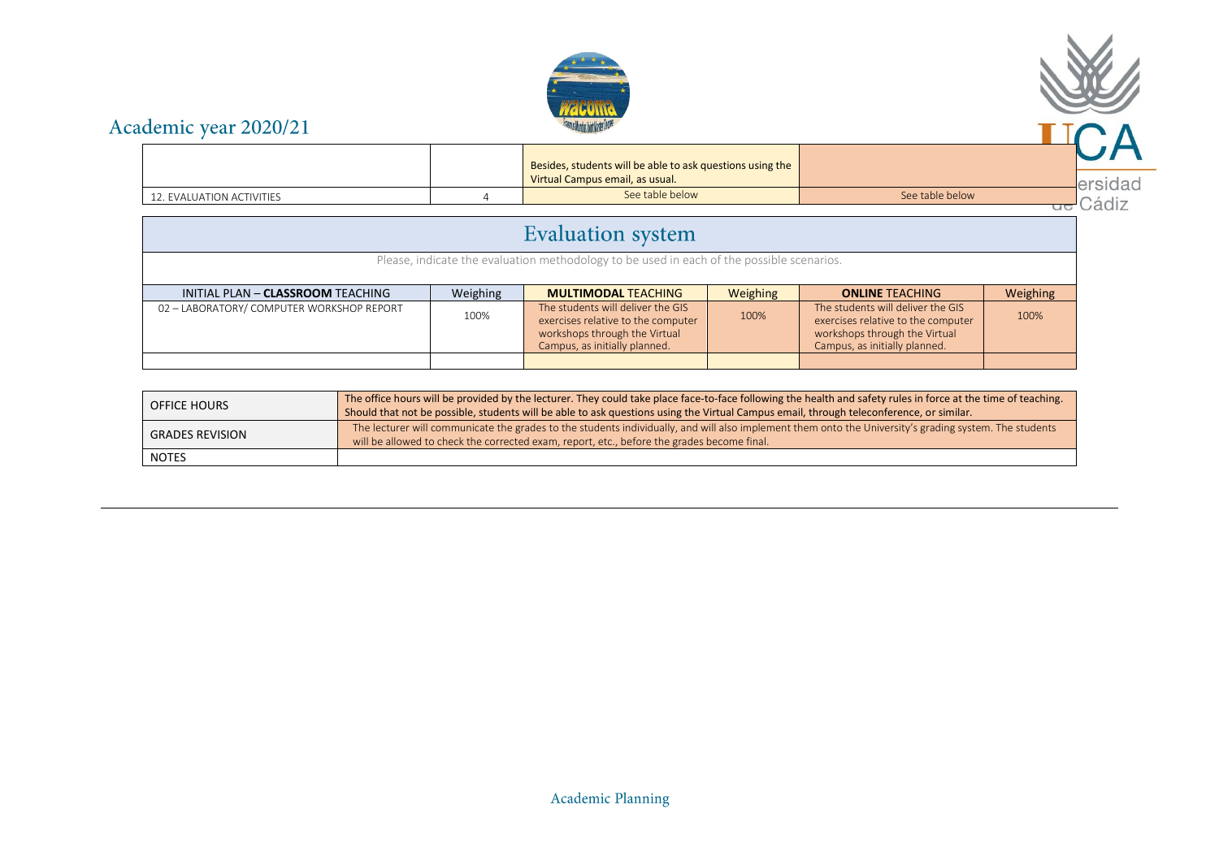# Academic year 2020/21

| | | | |
|---|---|---|---|
| | | Besides, students will be able to ask questions using the Virtual Campus email, as usual. | |
| 12. EVALUATION ACTIVITIES | 4 | See table below | See table below |

## Evaluation system

Please, indicate the evaluation methodology to be used in each of the possible scenarios.

| INITIAL PLAN – **CLASSROOM** TEACHING | Weighing | **MULTIMODAL** TEACHING | Weighing | **ONLINE** TEACHING | Weighing |
|---|---|---|---|---|---|
| 02 – LABORATORY/ COMPUTER WORKSHOP REPORT | 100% | The students will deliver the GIS exercises relative to the computer workshops through the Virtual Campus, as initially planned. | 100% | The students will deliver the GIS exercises relative to the computer workshops through the Virtual Campus, as initially planned. | 100% |
| | | | | | |

| | |
|---|---|
| OFFICE HOURS | The office hours will be provided by the lecturer. They could take place face-to-face following the health and safety rules in force at the time of teaching. Should that not be possible, students will be able to ask questions using the Virtual Campus email, through teleconference, or similar. |
| GRADES REVISION | The lecturer will communicate the grades to the students individually, and will also implement them onto the University's grading system. The students will be allowed to check the corrected exam, report, etc., before the grades become final. |
| NOTES | |

Academic Planning